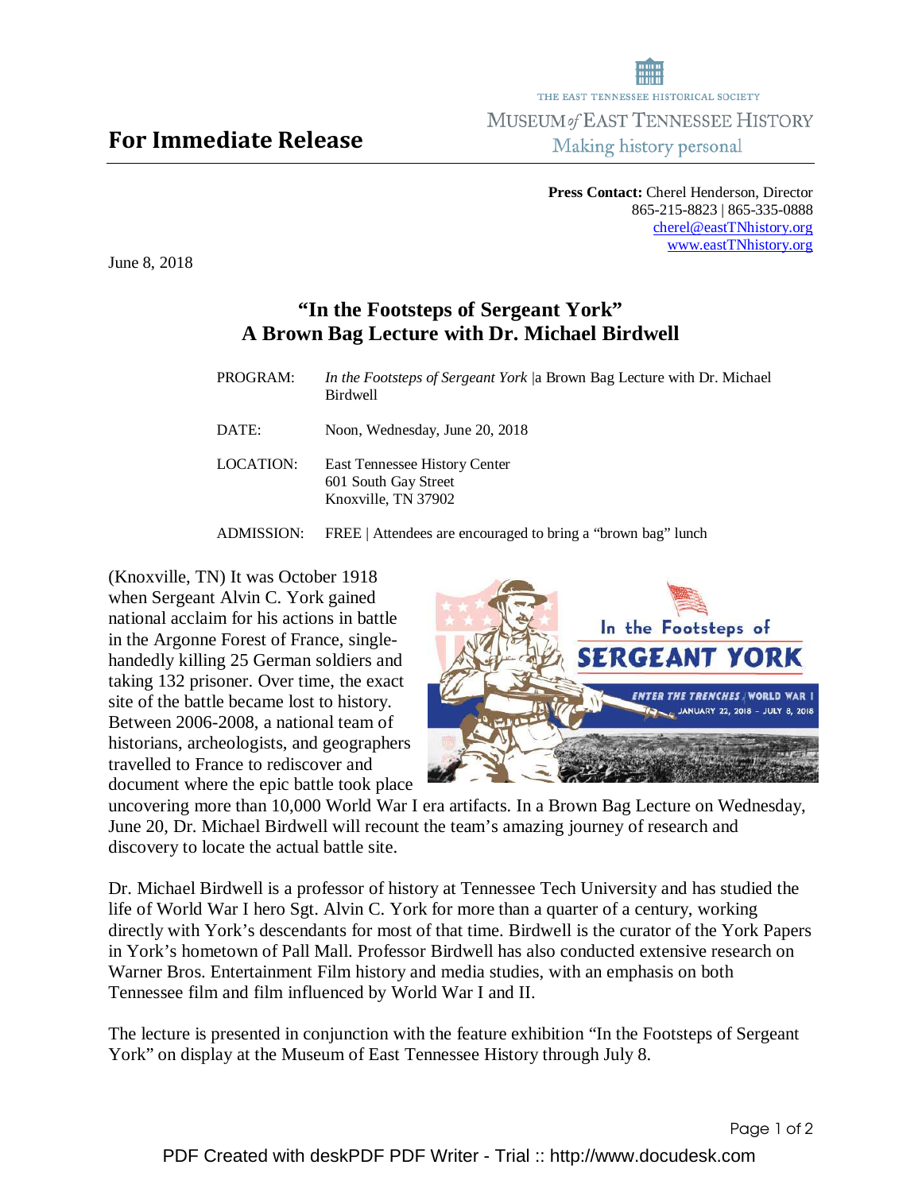THE EAST TENNESSEE HISTORICAL SOCIETY
MUSEUM *of* EAST TENNESSEE HISTORY
Making history personal

**For Immediate Release**

**Press Contact:** Cherel Henderson, Director
865-215-8823 | 865-335-0888
cherel@eastTNhistory.org
www.eastTNhistory.org

June 8, 2018

## "In the Footsteps of Sergeant York"
## A Brown Bag Lecture with Dr. Michael Birdwell

| | |
|---|---|
| PROGRAM: | *In the Footsteps of Sergeant York* \|a Brown Bag Lecture with Dr. Michael Birdwell |
| DATE: | Noon, Wednesday, June 20, 2018 |
| LOCATION: | East Tennessee History Center<br>601 South Gay Street<br>Knoxville, TN 37902 |
| ADMISSION: | FREE \| Attendees are encouraged to bring a "brown bag" lunch |

(Knoxville, TN) It was October 1918 when Sergeant Alvin C. York gained national acclaim for his actions in battle in the Argonne Forest of France, single-handedly killing 25 German soldiers and taking 132 prisoner. Over time, the exact site of the battle became lost to history. Between 2006-2008, a national team of historians, archeologists, and geographers travelled to France to rediscover and document where the epic battle took place uncovering more than 10,000 World War I era artifacts. In a Brown Bag Lecture on Wednesday, June 20, Dr. Michael Birdwell will recount the team's amazing journey of research and discovery to locate the actual battle site.

Dr. Michael Birdwell is a professor of history at Tennessee Tech University and has studied the life of World War I hero Sgt. Alvin C. York for more than a quarter of a century, working directly with York's descendants for most of that time. Birdwell is the curator of the York Papers in York's hometown of Pall Mall. Professor Birdwell has also conducted extensive research on Warner Bros. Entertainment Film history and media studies, with an emphasis on both Tennessee film and film influenced by World War I and II.

The lecture is presented in conjunction with the feature exhibition "In the Footsteps of Sergeant York" on display at the Museum of East Tennessee History through July 8.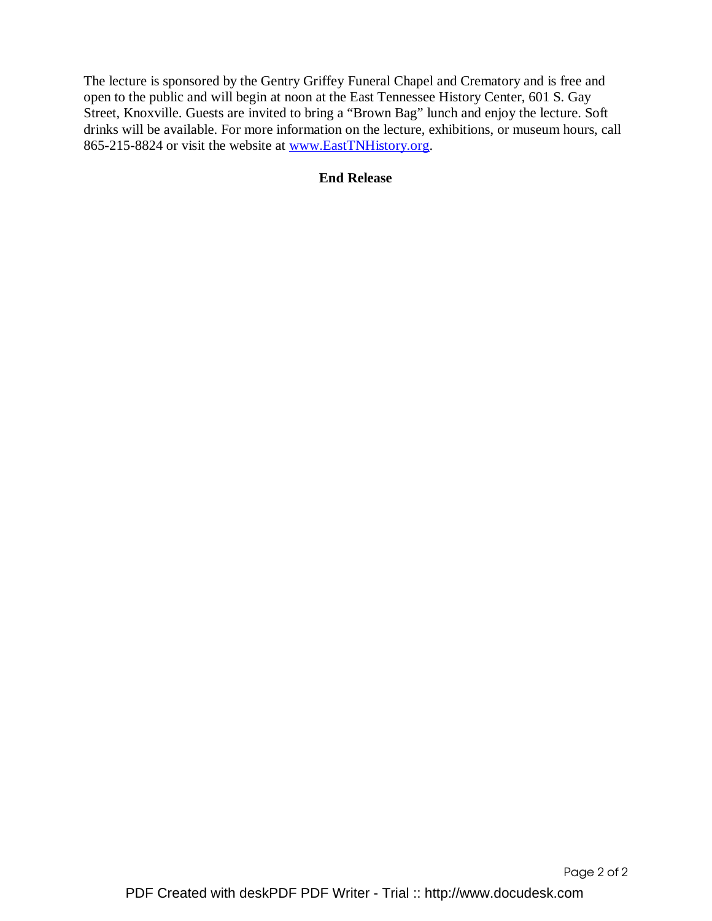The lecture is sponsored by the Gentry Griffey Funeral Chapel and Crematory and is free and open to the public and will begin at noon at the East Tennessee History Center, 601 S. Gay Street, Knoxville. Guests are invited to bring a "Brown Bag" lunch and enjoy the lecture. Soft drinks will be available. For more information on the lecture, exhibitions, or museum hours, call 865-215-8824 or visit the website at [www.EastTNHistory.org](http://www.EastTNHistory.org).

**End Release**